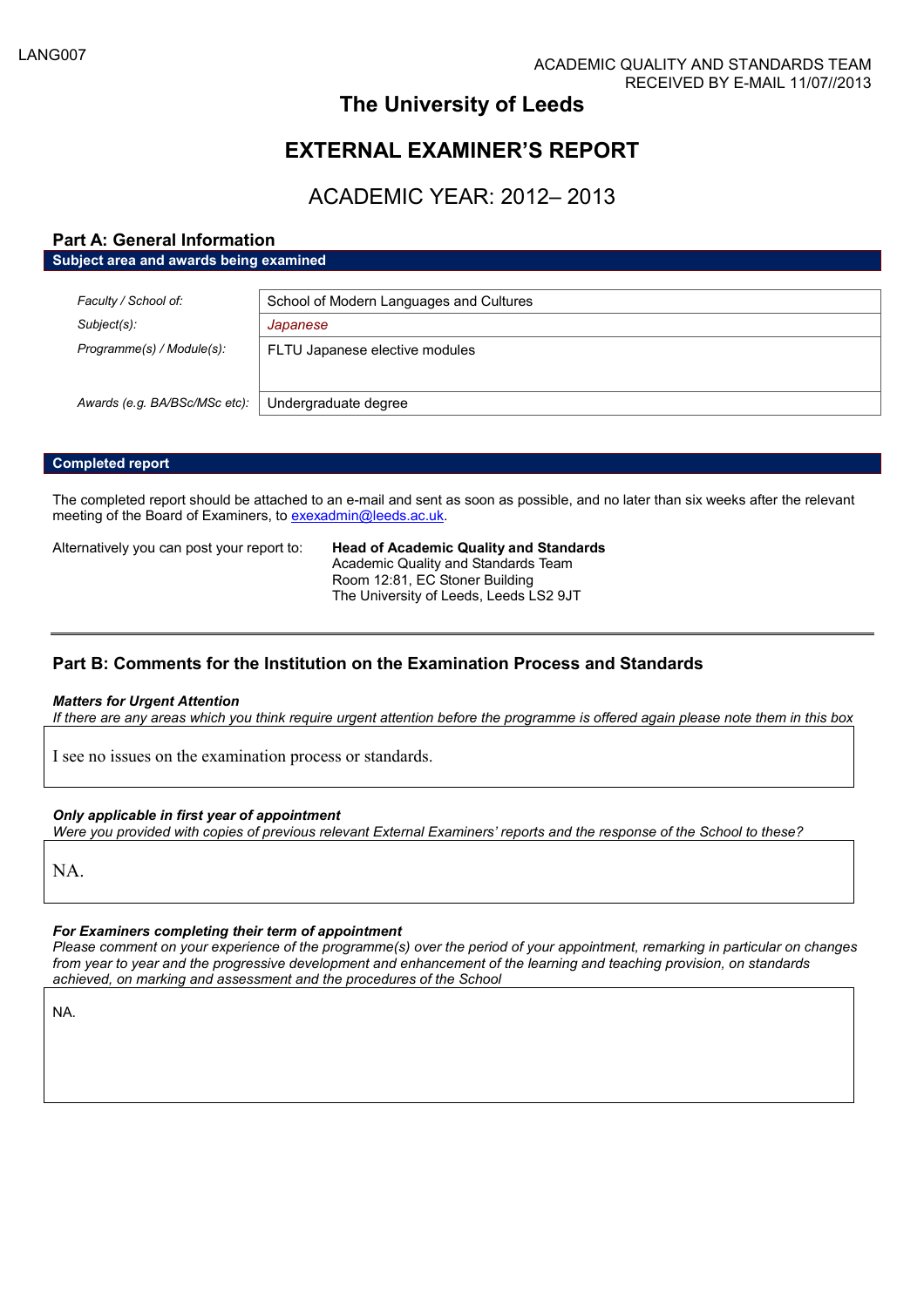LANG007

ACADEMIC QUALITY AND STANDARDS TEAM
RECEIVED BY E-MAIL 11/07//2013

# The University of Leeds

# EXTERNAL EXAMINER'S REPORT

## ACADEMIC YEAR: 2012– 2013

## Part A: General Information

**Subject area and awards being examined**

| | |
|---|---|
| *Faculty / School of:* | School of Modern Languages and Cultures |
| *Subject(s):* | *Japanese* |
| *Programme(s) / Module(s):* | FLTU Japanese elective modules |
| *Awards (e.g. BA/BSc/MSc etc):* | Undergraduate degree |

**Completed report**

The completed report should be attached to an e-mail and sent as soon as possible, and no later than six weeks after the relevant meeting of the Board of Examiners, to exexadmin@leeds.ac.uk.

Alternatively you can post your report to:

**Head of Academic Quality and Standards**
Academic Quality and Standards Team
Room 12:81, EC Stoner Building
The University of Leeds, Leeds LS2 9JT

## Part B: Comments for the Institution on the Examination Process and Standards

***Matters for Urgent Attention***
*If there are any areas which you think require urgent attention before the programme is offered again please note them in this box*

I see no issues on the examination process or standards.

***Only applicable in first year of appointment***
*Were you provided with copies of previous relevant External Examiners' reports and the response of the School to these?*

NA.

***For Examiners completing their term of appointment***
*Please comment on your experience of the programme(s) over the period of your appointment, remarking in particular on changes from year to year and the progressive development and enhancement of the learning and teaching provision, on standards achieved, on marking and assessment and the procedures of the School*

NA.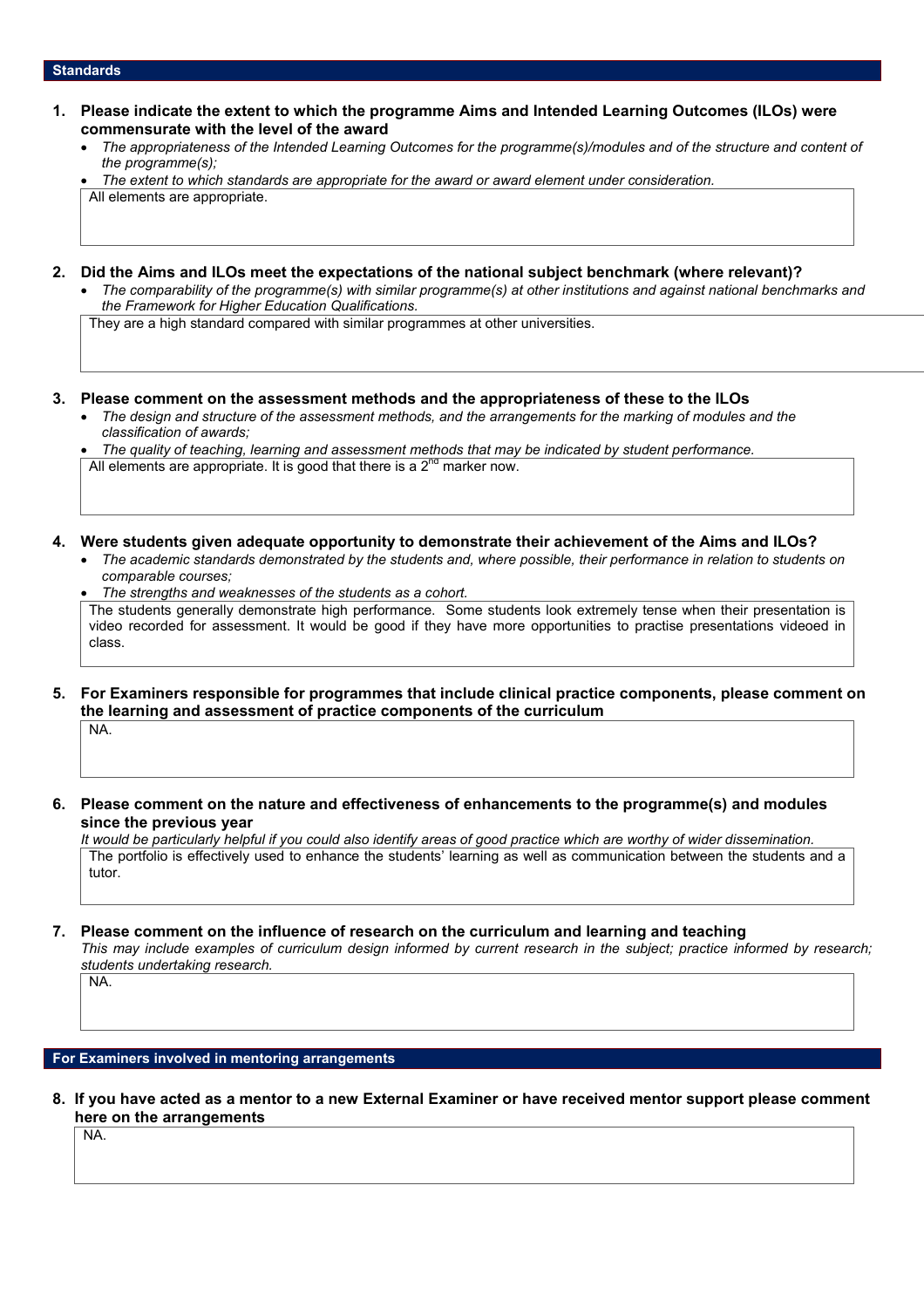## Standards

**1. Please indicate the extent to which the programme Aims and Intended Learning Outcomes (ILOs) were commensurate with the level of the award**

- *The appropriateness of the Intended Learning Outcomes for the programme(s)/modules and of the structure and content of the programme(s);*
- *The extent to which standards are appropriate for the award or award element under consideration.*

All elements are appropriate.

**2. Did the Aims and ILOs meet the expectations of the national subject benchmark (where relevant)?**

- *The comparability of the programme(s) with similar programme(s) at other institutions and against national benchmarks and the Framework for Higher Education Qualifications.*

They are a high standard compared with similar programmes at other universities.

**3. Please comment on the assessment methods and the appropriateness of these to the ILOs**

- *The design and structure of the assessment methods, and the arrangements for the marking of modules and the classification of awards;*
- *The quality of teaching, learning and assessment methods that may be indicated by student performance.*

All elements are appropriate. It is good that there is a 2nd marker now.

**4. Were students given adequate opportunity to demonstrate their achievement of the Aims and ILOs?**

- *The academic standards demonstrated by the students and, where possible, their performance in relation to students on comparable courses;*
- *The strengths and weaknesses of the students as a cohort.*

The students generally demonstrate high performance. Some students look extremely tense when their presentation is video recorded for assessment. It would be good if they have more opportunities to practise presentations videoed in class.

**5. For Examiners responsible for programmes that include clinical practice components, please comment on the learning and assessment of practice components of the curriculum**

NA.

**6. Please comment on the nature and effectiveness of enhancements to the programme(s) and modules since the previous year**

*It would be particularly helpful if you could also identify areas of good practice which are worthy of wider dissemination.*

The portfolio is effectively used to enhance the students' learning as well as communication between the students and a tutor.

**7. Please comment on the influence of research on the curriculum and learning and teaching**

*This may include examples of curriculum design informed by current research in the subject; practice informed by research; students undertaking research.*

NA.

## For Examiners involved in mentoring arrangements

**8. If you have acted as a mentor to a new External Examiner or have received mentor support please comment here on the arrangements**

NA.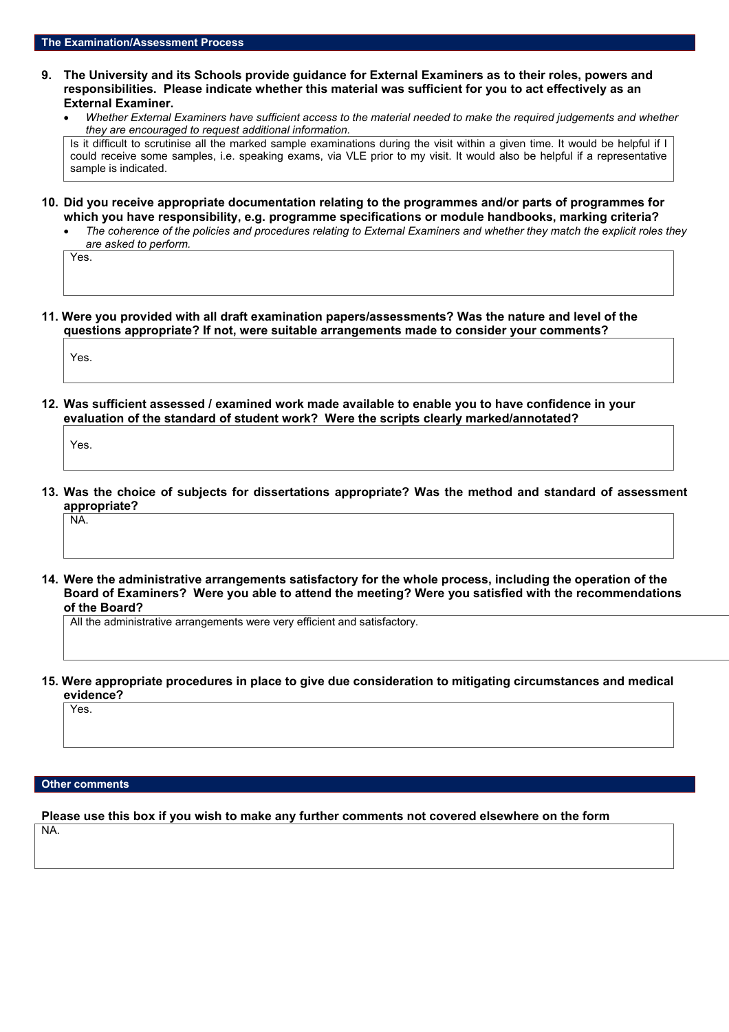## The Examination/Assessment Process

**9. The University and its Schools provide guidance for External Examiners as to their roles, powers and responsibilities. Please indicate whether this material was sufficient for you to act effectively as an External Examiner.**

- *Whether External Examiners have sufficient access to the material needed to make the required judgements and whether they are encouraged to request additional information.*

Is it difficult to scrutinise all the marked sample examinations during the visit within a given time. It would be helpful if I could receive some samples, i.e. speaking exams, via VLE prior to my visit. It would also be helpful if a representative sample is indicated.

**10. Did you receive appropriate documentation relating to the programmes and/or parts of programmes for which you have responsibility, e.g. programme specifications or module handbooks, marking criteria?**

- *The coherence of the policies and procedures relating to External Examiners and whether they match the explicit roles they are asked to perform.*

Yes.

**11. Were you provided with all draft examination papers/assessments? Was the nature and level of the questions appropriate? If not, were suitable arrangements made to consider your comments?**

Yes.

**12. Was sufficient assessed / examined work made available to enable you to have confidence in your evaluation of the standard of student work? Were the scripts clearly marked/annotated?**

Yes.

**13. Was the choice of subjects for dissertations appropriate? Was the method and standard of assessment appropriate?**

NA.

**14. Were the administrative arrangements satisfactory for the whole process, including the operation of the Board of Examiners? Were you able to attend the meeting? Were you satisfied with the recommendations of the Board?**

All the administrative arrangements were very efficient and satisfactory.

**15. Were appropriate procedures in place to give due consideration to mitigating circumstances and medical evidence?**

Yes.

## Other comments

**Please use this box if you wish to make any further comments not covered elsewhere on the form**

NA.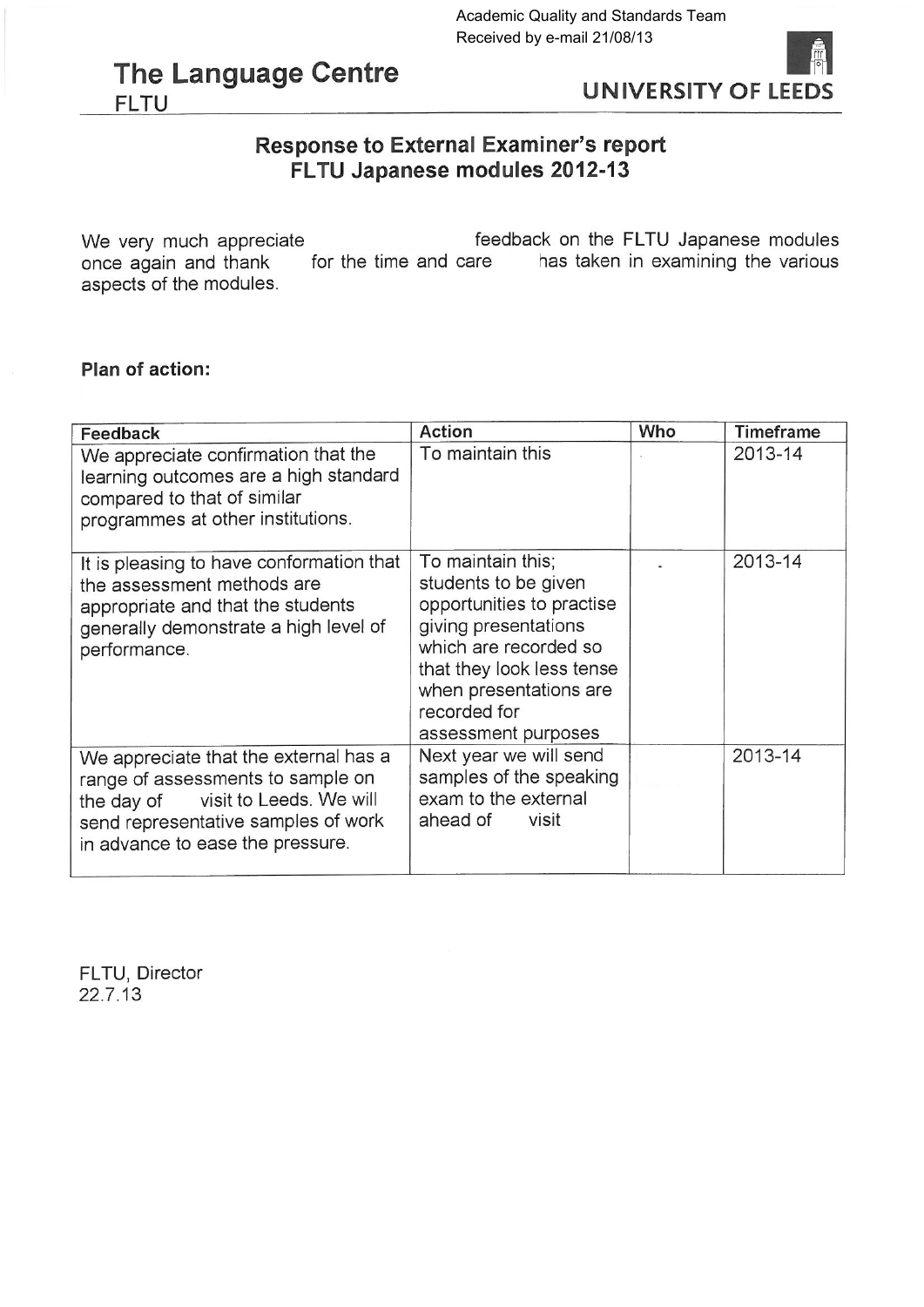Academic Quality and Standards Team
Received by e-mail 21/08/13

# The Language Centre

FLTU

UNIVERSITY OF LEEDS

## Response to External Examiner's report FLTU Japanese modules 2012-13

We very much appreciate feedback on the FLTU Japanese modules once again and thank for the time and care has taken in examining the various aspects of the modules.

**Plan of action:**

| Feedback | Action | Who | Timeframe |
|---|---|---|---|
| We appreciate confirmation that the learning outcomes are a high standard compared to that of similar programmes at other institutions. | To maintain this | | 2013-14 |
| It is pleasing to have conformation that the assessment methods are appropriate and that the students generally demonstrate a high level of performance. | To maintain this; students to be given opportunities to practise giving presentations which are recorded so that they look less tense when presentations are recorded for assessment purposes | | 2013-14 |
| We appreciate that the external has a range of assessments to sample on the day of visit to Leeds. We will send representative samples of work in advance to ease the pressure. | Next year we will send samples of the speaking exam to the external ahead of visit | | 2013-14 |

FLTU, Director
22.7.13